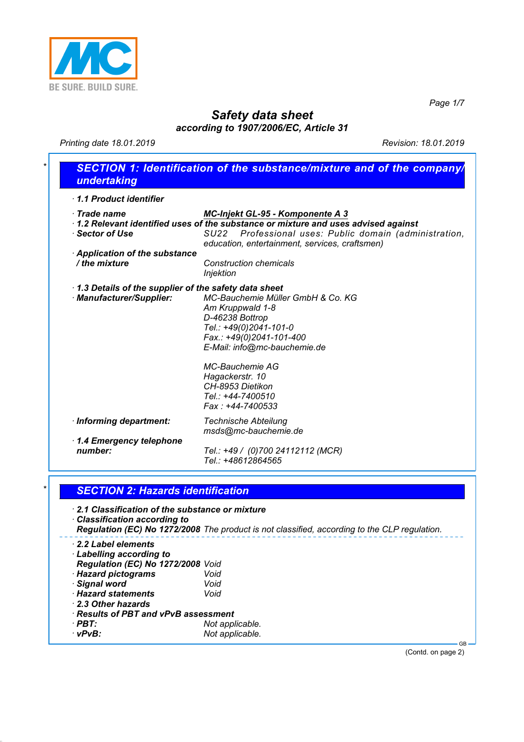BE SURE. BUILD SURE.

# Safety data sheet

**according to 1907/2006/EC, Article 31**

Printing date 18.01.2019 | Revision: 18.01.2019

## SECTION 1: Identification of the substance/mixture and of the company/undertaking

· **1.1 Product identifier**

· **Trade name** **MC-Injekt GL-95 - Komponente A 3**

· **1.2 Relevant identified uses of the substance or mixture and uses advised against**

· **Sector of Use** SU22 Professional uses: Public domain (administration, education, entertainment, services, craftsmen)

· **Application of the substance / the mixture** Construction chemicals
Injektion

· **1.3 Details of the supplier of the safety data sheet**

· **Manufacturer/Supplier:**

MC-Bauchemie Müller GmbH & Co. KG
Am Kruppwald 1-8
D-46238 Bottrop
Tel.: +49(0)2041-101-0
Fax.: +49(0)2041-101-400
E-Mail: info@mc-bauchemie.de

MC-Bauchemie AG
Hagackerstr. 10
CH-8953 Dietikon
Tel.: +44-7400510
Fax : +44-7400533

· **Informing department:** Technische Abteilung
msds@mc-bauchemie.de

· **1.4 Emergency telephone number:** Tel.: +49 / (0)700 24112112 (MCR)
Tel.: +48612864565

## SECTION 2: Hazards identification

· **2.1 Classification of the substance or mixture**

· **Classification according to Regulation (EC) No 1272/2008** The product is not classified, according to the CLP regulation.

· **2.2 Label elements**

· **Labelling according to Regulation (EC) No 1272/2008** Void

· **Hazard pictograms** Void

· **Signal word** Void

· **Hazard statements** Void

· **2.3 Other hazards**

· **Results of PBT and vPvB assessment**

· **PBT:** Not applicable.

· **vPvB:** Not applicable.

(Contd. on page 2)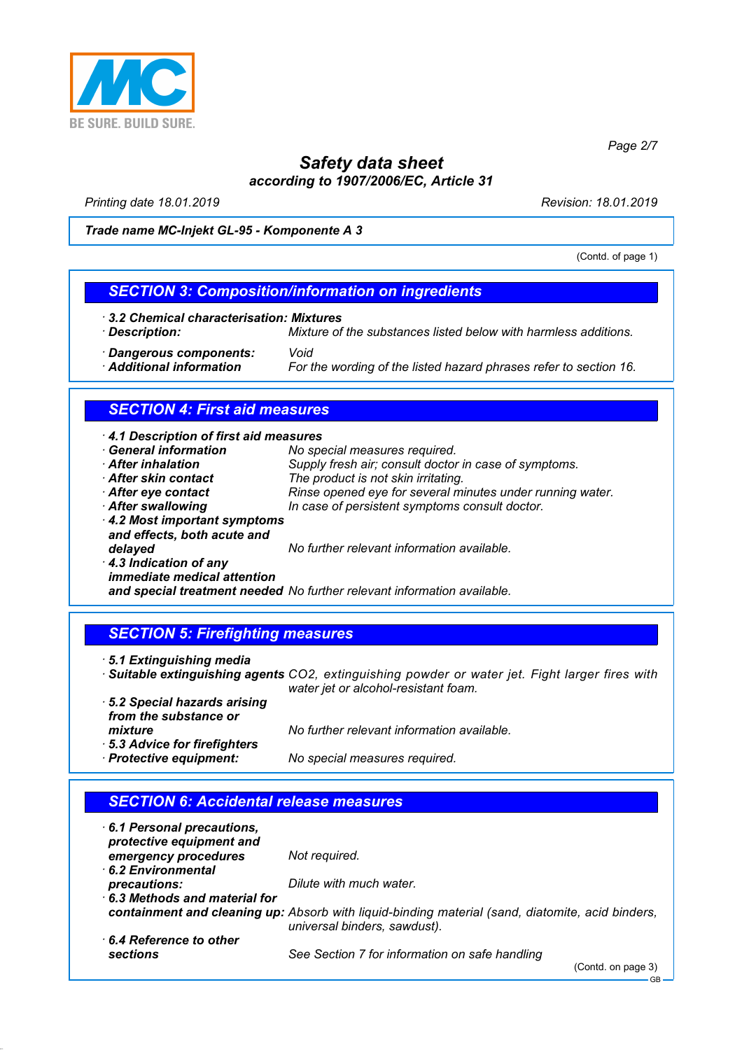## SECTION 3: Composition/information on ingredients

· **3.2 Chemical characterisation: Mixtures**

· **Description:** *Mixture of the substances listed below with harmless additions.*

· **Dangerous components:** *Void*

· **Additional information** *For the wording of the listed hazard phrases refer to section 16.*

## SECTION 4: First aid measures

· **4.1 Description of first aid measures**

· **General information** *No special measures required.*

· **After inhalation** *Supply fresh air; consult doctor in case of symptoms.*

· **After skin contact** *The product is not skin irritating.*

· **After eye contact** *Rinse opened eye for several minutes under running water.*

· **After swallowing** *In case of persistent symptoms consult doctor.*

· **4.2 Most important symptoms and effects, both acute and delayed** *No further relevant information available.*

· **4.3 Indication of any immediate medical attention and special treatment needed** *No further relevant information available.*

## SECTION 5: Firefighting measures

· **5.1 Extinguishing media**

· **Suitable extinguishing agents** *$CO_2$, extinguishing powder or water jet. Fight larger fires with water jet or alcohol-resistant foam.*

· **5.2 Special hazards arising from the substance or mixture** *No further relevant information available.*

· **5.3 Advice for firefighters**

· **Protective equipment:** *No special measures required.*

## SECTION 6: Accidental release measures

· **6.1 Personal precautions, protective equipment and emergency procedures** *Not required.*

· **6.2 Environmental precautions:** *Dilute with much water.*

· **6.3 Methods and material for containment and cleaning up:** *Absorb with liquid-binding material (sand, diatomite, acid binders, universal binders, sawdust).*

· **6.4 Reference to other sections** *See Section 7 for information on safe handling*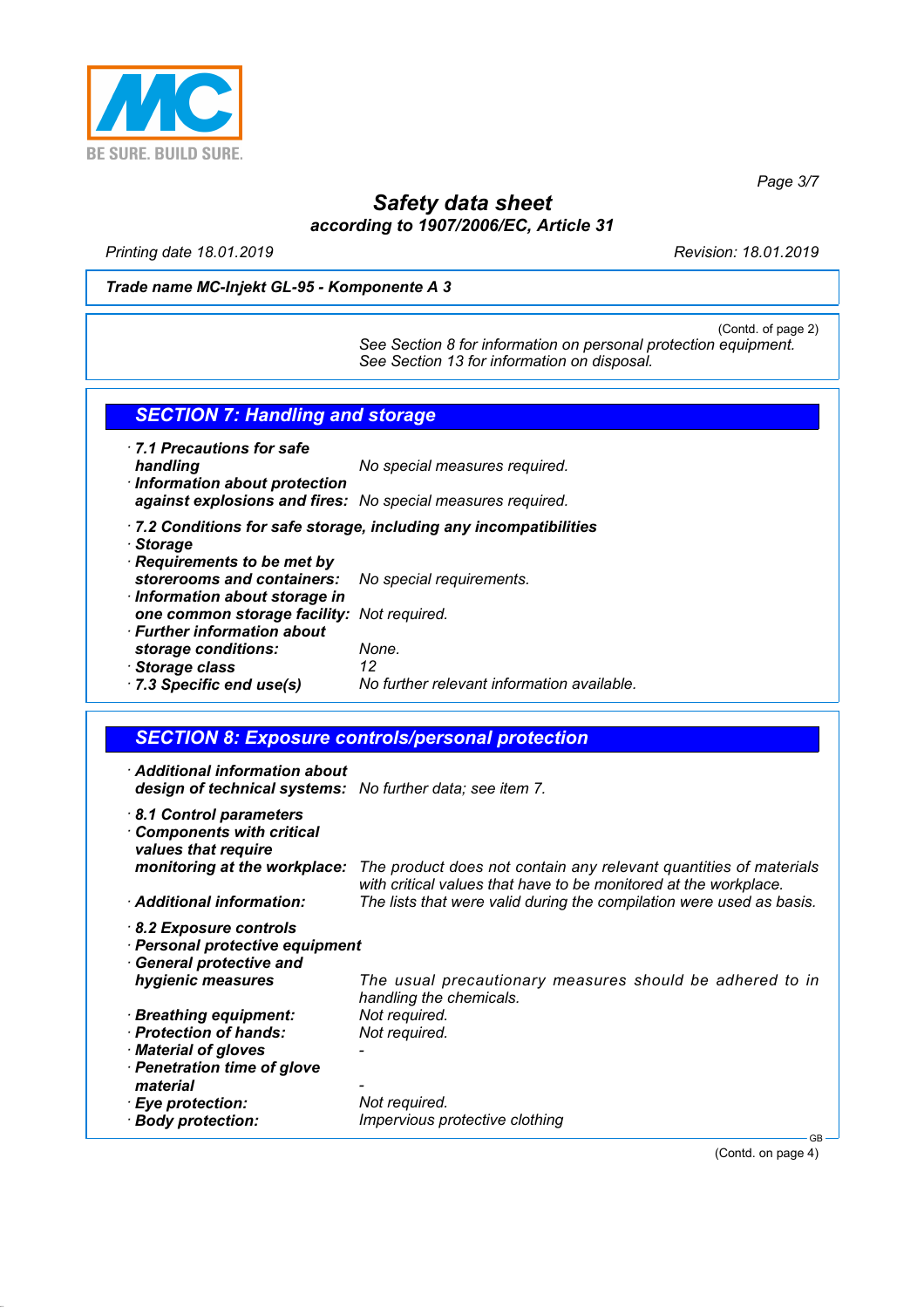**Trade name MC-Injekt GL-95 - Komponente A 3**

(Contd. of page 2)

*See Section 8 for information on personal protection equipment.*
*See Section 13 for information on disposal.*

## SECTION 7: Handling and storage

- **7.1 Precautions for safe handling** *No special measures required.*
- **Information about protection against explosions and fires:** *No special measures required.*
- **7.2 Conditions for safe storage, including any incompatibilities**
- **Storage**
- **Requirements to be met by storerooms and containers:** *No special requirements.*
- **Information about storage in one common storage facility:** *Not required.*
- **Further information about storage conditions:** *None.*
- **Storage class** *12*
- **7.3 Specific end use(s)** *No further relevant information available.*

## SECTION 8: Exposure controls/personal protection

- **Additional information about design of technical systems:** *No further data; see item 7.*
- **8.1 Control parameters**
- **Components with critical values that require monitoring at the workplace:** *The product does not contain any relevant quantities of materials with critical values that have to be monitored at the workplace.*
- **Additional information:** *The lists that were valid during the compilation were used as basis.*
- **8.2 Exposure controls**
- **Personal protective equipment**
- **General protective and hygienic measures** *The usual precautionary measures should be adhered to in handling the chemicals.*
- **Breathing equipment:** *Not required.*
- **Protection of hands:** *Not required.*
- **Material of gloves** *-*
- **Penetration time of glove material** *-*
- **Eye protection:** *Not required.*
- **Body protection:** *Impervious protective clothing*

(Contd. on page 4)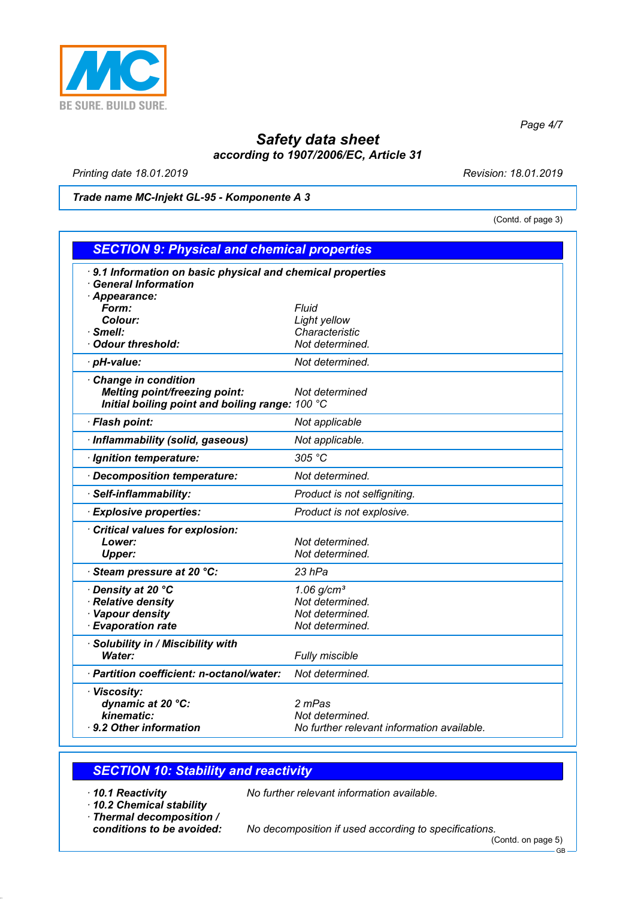**Safety data sheet**
**according to 1907/2006/EC, Article 31**

Printing date 18.01.2019 Revision: 18.01.2019

**Trade name MC-Injekt GL-95 - Komponente A 3**

(Contd. of page 3)

## SECTION 9: Physical and chemical properties

| | |
|---|---|
| · **9.1 Information on basic physical and chemical properties** | |
| · **General Information** | |
| · **Appearance:** | |
| **Form:** | Fluid |
| **Colour:** | Light yellow |
| · **Smell:** | Characteristic |
| · **Odour threshold:** | Not determined. |
| · **pH-value:** | Not determined. |
| · **Change in condition** | |
| **Melting point/freezing point:** | Not determined |
| **Initial boiling point and boiling range:** | 100 °C |
| · **Flash point:** | Not applicable |
| · **Inflammability (solid, gaseous)** | Not applicable. |
| · **Ignition temperature:** | 305 °C |
| · **Decomposition temperature:** | Not determined. |
| · **Self-inflammability:** | Product is not selfigniting. |
| · **Explosive properties:** | Product is not explosive. |
| · **Critical values for explosion:** | |
| **Lower:** | Not determined. |
| **Upper:** | Not determined. |
| · **Steam pressure at 20 °C:** | 23 hPa |
| · **Density at 20 °C** | 1.06 g/cm³ |
| · **Relative density** | Not determined. |
| · **Vapour density** | Not determined. |
| · **Evaporation rate** | Not determined. |
| · **Solubility in / Miscibility with** | |
| **Water:** | Fully miscible |
| · **Partition coefficient: n-octanol/water:** | Not determined. |
| · **Viscosity:** | |
| **dynamic at 20 °C:** | 2 mPas |
| **kinematic:** | Not determined. |
| · **9.2 Other information** | No further relevant information available. |

## SECTION 10: Stability and reactivity

| | |
|---|---|
| · **10.1 Reactivity** | No further relevant information available. |
| · **10.2 Chemical stability** | |
| · **Thermal decomposition / conditions to be avoided:** | No decomposition if used according to specifications. |

(Contd. on page 5)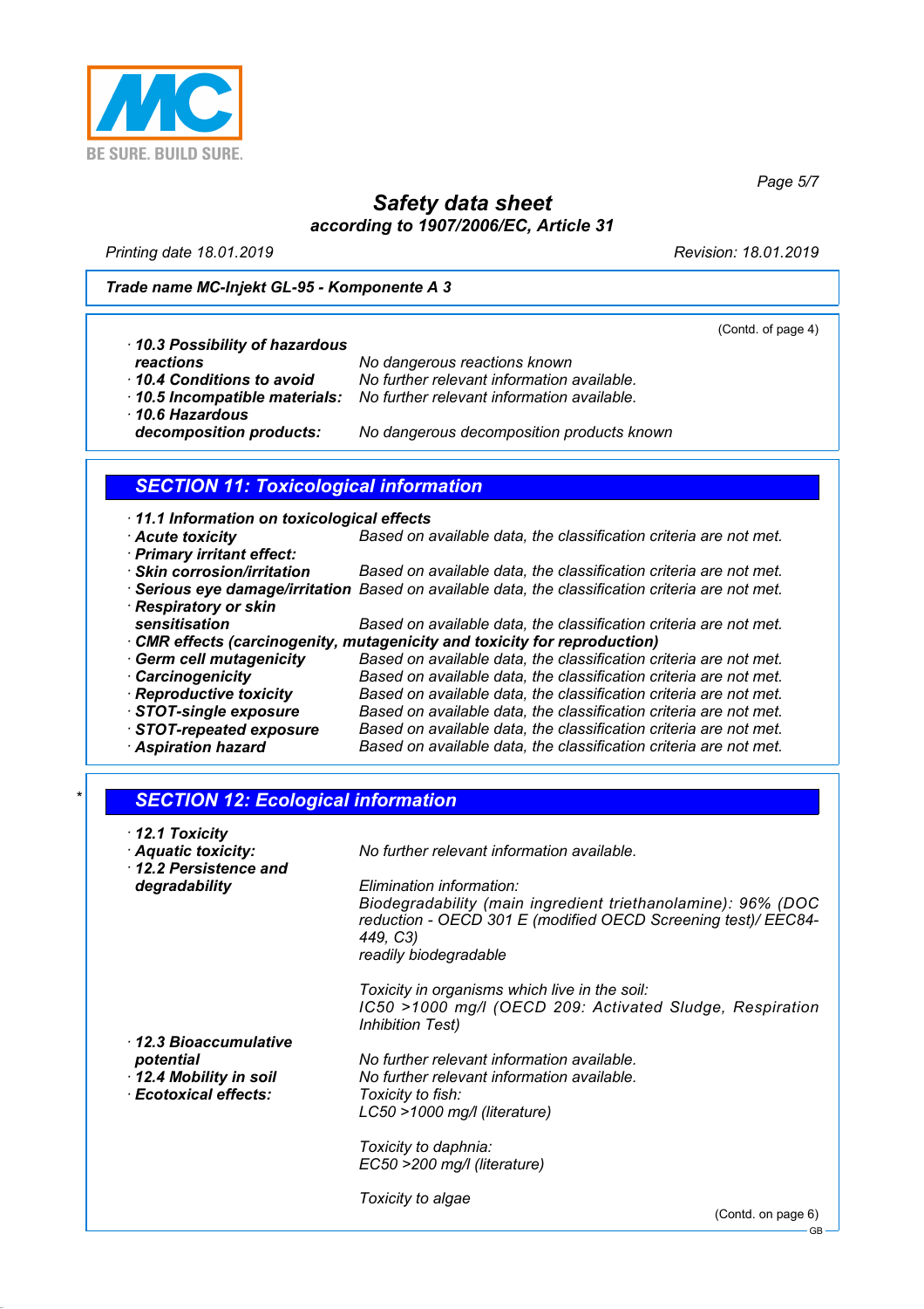**Trade name MC-Injekt GL-95 - Komponente A 3**

(Contd. of page 4)

- **10.3 Possibility of hazardous reactions** No dangerous reactions known
- **10.4 Conditions to avoid** No further relevant information available.
- **10.5 Incompatible materials:** No further relevant information available.
- **10.6 Hazardous decomposition products:** No dangerous decomposition products known

## SECTION 11: Toxicological information

- **11.1 Information on toxicological effects**
- **Acute toxicity** Based on available data, the classification criteria are not met.
- **Primary irritant effect:**
- **Skin corrosion/irritation** Based on available data, the classification criteria are not met.
- **Serious eye damage/irritation** Based on available data, the classification criteria are not met.
- **Respiratory or skin sensitisation** Based on available data, the classification criteria are not met.
- **CMR effects (carcinogenity, mutagenicity and toxicity for reproduction)**
- **Germ cell mutagenicity** Based on available data, the classification criteria are not met.
- **Carcinogenicity** Based on available data, the classification criteria are not met.
- **Reproductive toxicity** Based on available data, the classification criteria are not met.
- **STOT-single exposure** Based on available data, the classification criteria are not met.
- **STOT-repeated exposure** Based on available data, the classification criteria are not met.
- **Aspiration hazard** Based on available data, the classification criteria are not met.

## * SECTION 12: Ecological information

- **12.1 Toxicity**
- **Aquatic toxicity:** No further relevant information available.
- **12.2 Persistence and degradability**
  
  Elimination information:
  Biodegradability (main ingredient triethanolamine): 96% (DOC reduction - OECD 301 E (modified OECD Screening test)/ EEC84-449, C3)
  readily biodegradable

  Toxicity in organisms which live in the soil:
  IC50 >1000 mg/l (OECD 209: Activated Sludge, Respiration Inhibition Test)
- **12.3 Bioaccumulative potential** No further relevant information available.
- **12.4 Mobility in soil** No further relevant information available.
- **Ecotoxical effects:**
  
  Toxicity to fish:
  LC50 >1000 mg/l (literature)

  Toxicity to daphnia:
  EC50 >200 mg/l (literature)

  Toxicity to algae

(Contd. on page 6)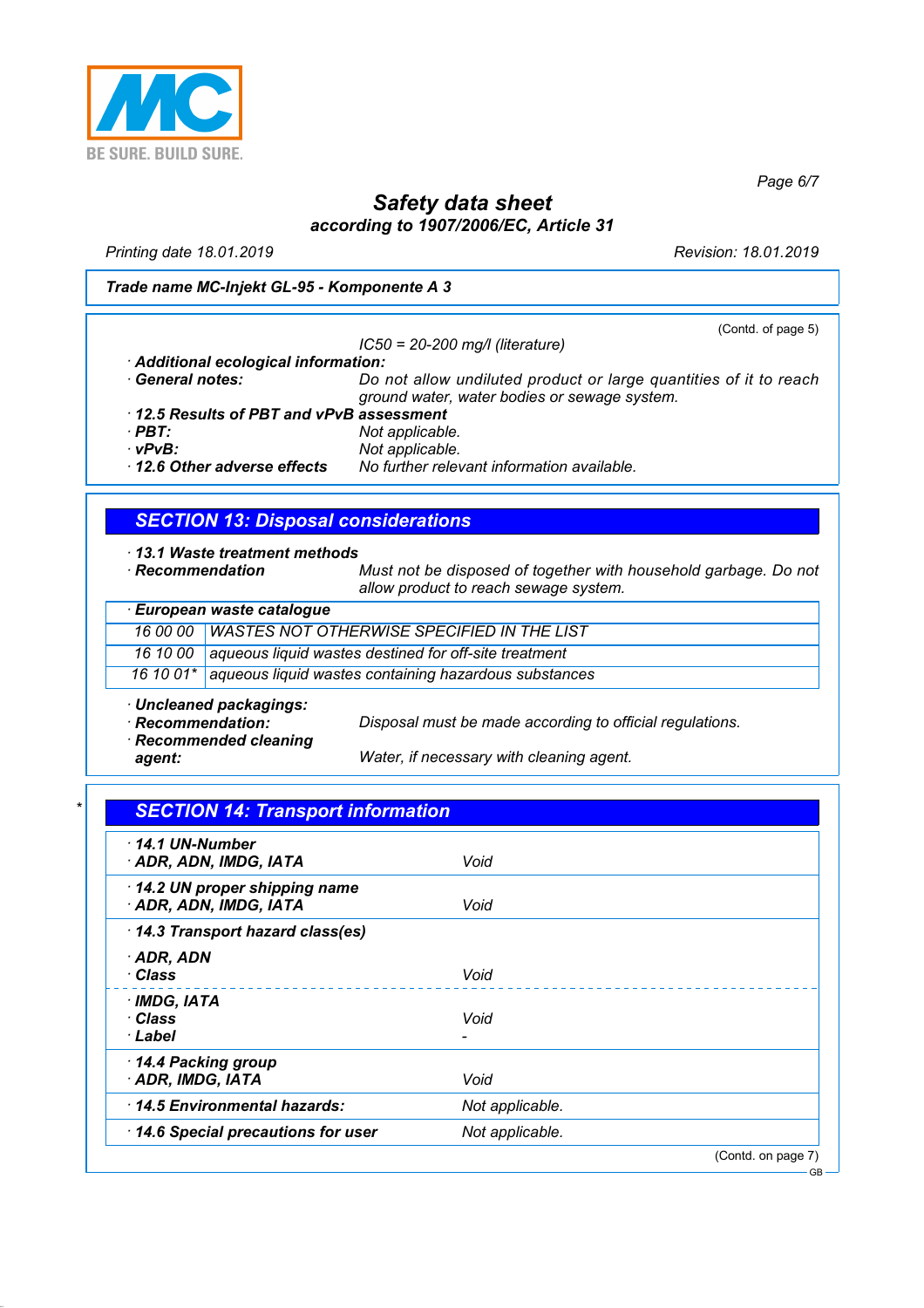**Trade name MC-Injekt GL-95 - Komponente A 3**

(Contd. of page 5)

IC50 = 20-200 mg/l (literature)

· **Additional ecological information:**
· **General notes:** Do not allow undiluted product or large quantities of it to reach ground water, water bodies or sewage system.
· **12.5 Results of PBT and vPvB assessment**
· **PBT:** Not applicable.
· **vPvB:** Not applicable.
· **12.6 Other adverse effects** No further relevant information available.

## SECTION 13: Disposal considerations

· **13.1 Waste treatment methods**
· **Recommendation** Must not be disposed of together with household garbage. Do not allow product to reach sewage system.

| · European waste catalogue | |
|---|---|
| 16 00 00 | WASTES NOT OTHERWISE SPECIFIED IN THE LIST |
| 16 10 00 | aqueous liquid wastes destined for off-site treatment |
| 16 10 01* | aqueous liquid wastes containing hazardous substances |

· **Uncleaned packagings:**
· **Recommendation:** Disposal must be made according to official regulations.
· **Recommended cleaning agent:** Water, if necessary with cleaning agent.

## SECTION 14: Transport information

| | |
|---|---|
| · **14.1 UN-Number** · **ADR, ADN, IMDG, IATA** | Void |
| · **14.2 UN proper shipping name** · **ADR, ADN, IMDG, IATA** | Void |
| · **14.3 Transport hazard class(es)** | |
| · **ADR, ADN** · **Class** | Void |
| · **IMDG, IATA** · **Class** | Void |
| · **Label** | - |
| · **14.4 Packing group** · **ADR, IMDG, IATA** | Void |
| · **14.5 Environmental hazards:** | Not applicable. |
| · **14.6 Special precautions for user** | Not applicable. |

(Contd. on page 7)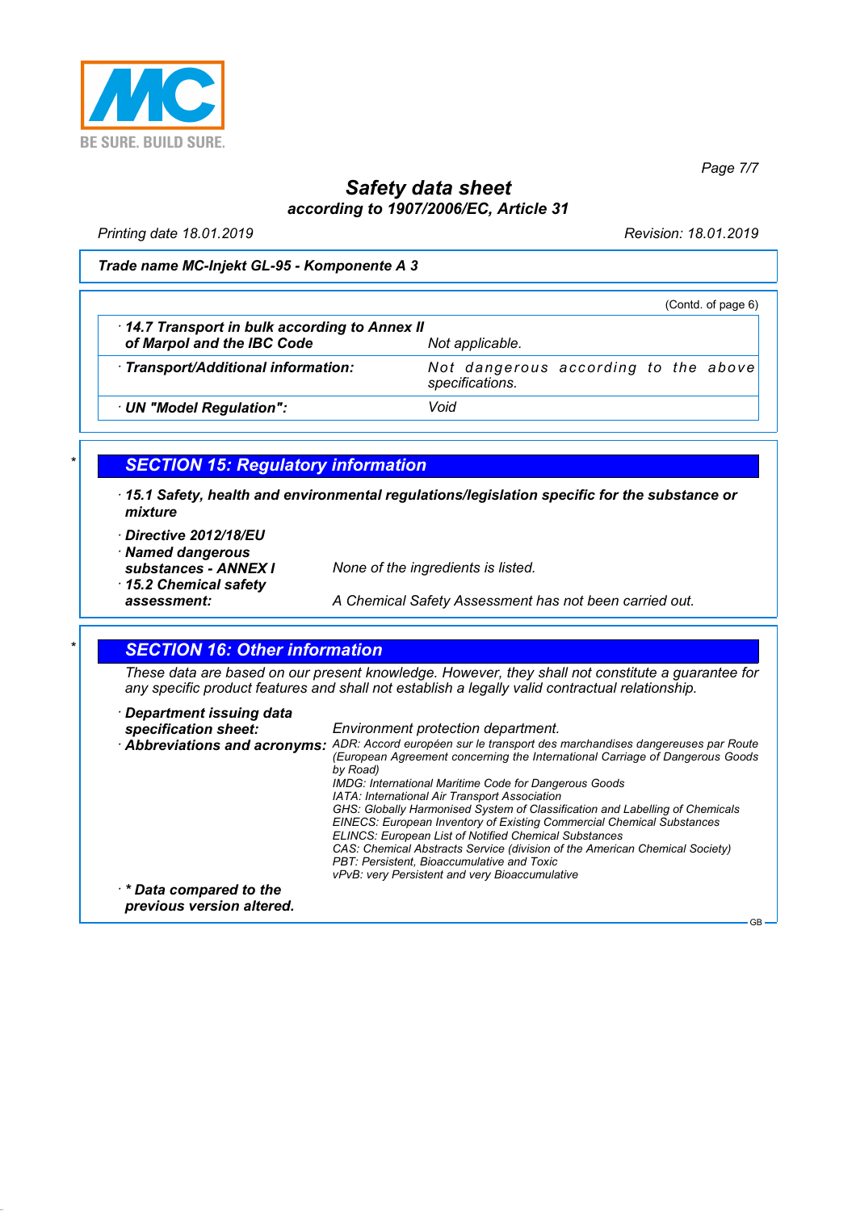## Safety data sheet

**according to 1907/2006/EC, Article 31**

Printing date 18.01.2019 Revision: 18.01.2019

**Trade name MC-Injekt GL-95 - Komponente A 3**

(Contd. of page 6)

| | |
|---|---|
| · **14.7 Transport in bulk according to Annex II of Marpol and the IBC Code** | Not applicable. |
| · **Transport/Additional information:** | Not dangerous according to the above specifications. |
| · **UN "Model Regulation":** | Void |

## * SECTION 15: Regulatory information

· **15.1 Safety, health and environmental regulations/legislation specific for the substance or mixture**

· **Directive 2012/18/EU**

· **Named dangerous substances - ANNEX I** None of the ingredients is listed.

· **15.2 Chemical safety assessment:** A Chemical Safety Assessment has not been carried out.

## * SECTION 16: Other information

These data are based on our present knowledge. However, they shall not constitute a guarantee for any specific product features and shall not establish a legally valid contractual relationship.

· **Department issuing data specification sheet:** Environment protection department.

· **Abbreviations and acronyms:**
ADR: Accord européen sur le transport des marchandises dangereuses par Route (European Agreement concerning the International Carriage of Dangerous Goods by Road)
IMDG: International Maritime Code for Dangerous Goods
IATA: International Air Transport Association
GHS: Globally Harmonised System of Classification and Labelling of Chemicals
EINECS: European Inventory of Existing Commercial Chemical Substances
ELINCS: European List of Notified Chemical Substances
CAS: Chemical Abstracts Service (division of the American Chemical Society)
PBT: Persistent, Bioaccumulative and Toxic
vPvB: very Persistent and very Bioaccumulative

· **\* Data compared to the previous version altered.**

GB